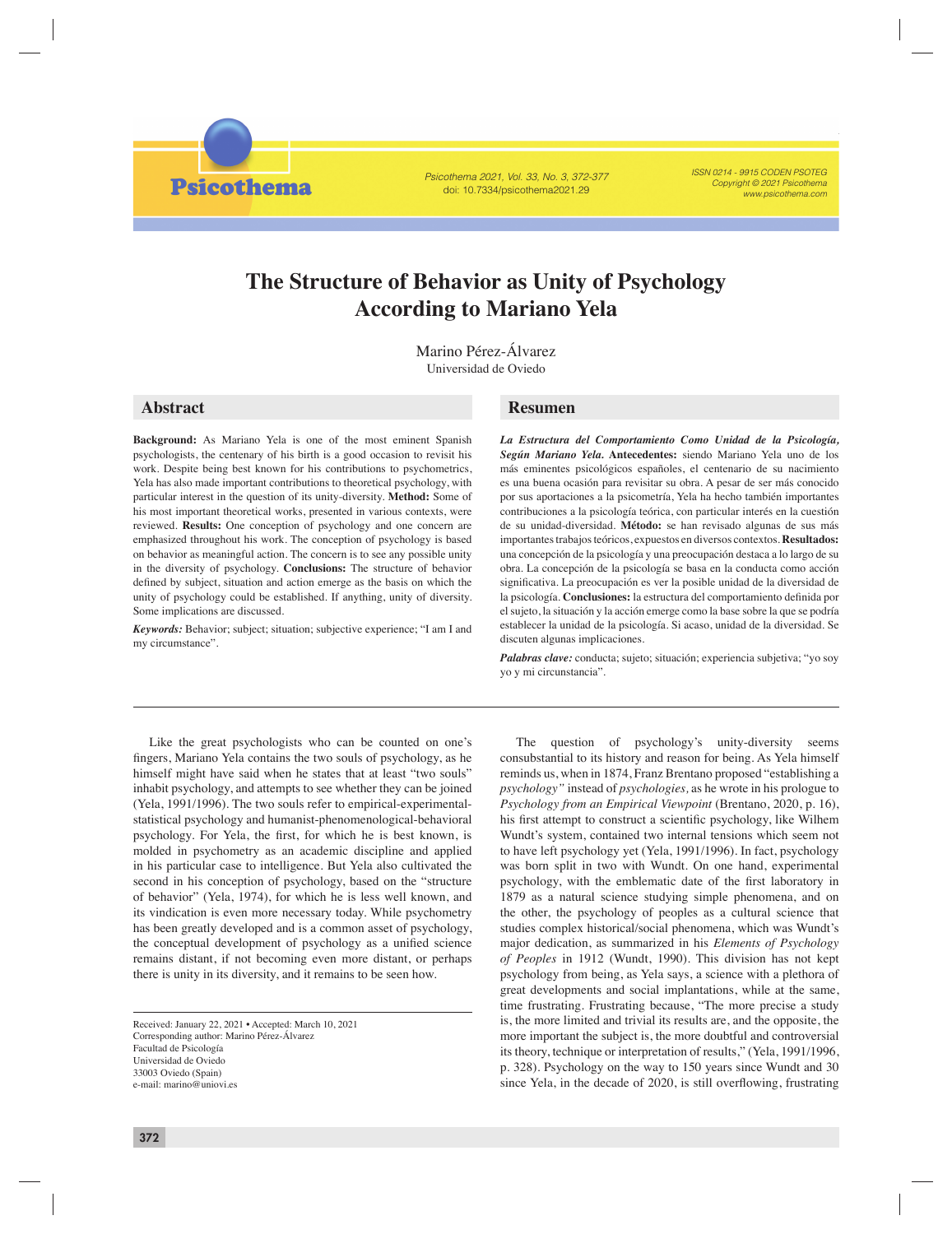# The Structure of Behavior as Unity of Psychology According to Mariano Yela

Marino Pérez-Álvarez
Universidad de Oviedo

## Abstract

**Background:** As Mariano Yela is one of the most eminent Spanish psychologists, the centenary of his birth is a good occasion to revisit his work. Despite being best known for his contributions to psychometrics, Yela has also made important contributions to theoretical psychology, with particular interest in the question of its unity-diversity. **Method:** Some of his most important theoretical works, presented in various contexts, were reviewed. **Results:** One conception of psychology and one concern are emphasized throughout his work. The conception of psychology is based on behavior as meaningful action. The concern is to see any possible unity in the diversity of psychology. **Conclusions:** The structure of behavior defined by subject, situation and action emerge as the basis on which the unity of psychology could be established. If anything, unity of diversity. Some implications are discussed.

***Keywords:*** Behavior; subject; situation; subjective experience; "I am I and my circumstance".

## Resumen

***La Estructura del Comportamiento Como Unidad de la Psicología, Según Mariano Yela.*** **Antecedentes:** siendo Mariano Yela uno de los más eminentes psicológicos españoles, el centenario de su nacimiento es una buena ocasión para revisitar su obra. A pesar de ser más conocido por sus aportaciones a la psicometría, Yela ha hecho también importantes contribuciones a la psicología teórica, con particular interés en la cuestión de su unidad-diversidad. **Método:** se han revisado algunas de sus más importantes trabajos teóricos, expuestos en diversos contextos. **Resultados:** una concepción de la psicología y una preocupación destaca a lo largo de su obra. La concepción de la psicología se basa en la conducta como acción significativa. La preocupación es ver la posible unidad de la diversidad de la psicología. **Conclusiones:** la estructura del comportamiento definida por el sujeto, la situación y la acción emerge como la base sobre la que se podría establecer la unidad de la psicología. Si acaso, unidad de la diversidad. Se discuten algunas implicaciones.

***Palabras clave:*** conducta; sujeto; situación; experiencia subjetiva; "yo soy yo y mi circunstancia".

---

Like the great psychologists who can be counted on one's fingers, Mariano Yela contains the two souls of psychology, as he himself might have said when he states that at least "two souls" inhabit psychology, and attempts to see whether they can be joined (Yela, 1991/1996). The two souls refer to empirical-experimental-statistical psychology and humanist-phenomenological-behavioral psychology. For Yela, the first, for which he is best known, is molded in psychometry as an academic discipline and applied in his particular case to intelligence. But Yela also cultivated the second in his conception of psychology, based on the "structure of behavior" (Yela, 1974), for which he is less well known, and its vindication is even more necessary today. While psychometry has been greatly developed and is a common asset of psychology, the conceptual development of psychology as a unified science remains distant, if not becoming even more distant, or perhaps there is unity in its diversity, and it remains to be seen how.

The question of psychology's unity-diversity seems consubstantial to its history and reason for being. As Yela himself reminds us, when in 1874, Franz Brentano proposed "establishing a *psychology"* instead of *psychologies,* as he wrote in his prologue to *Psychology from an Empirical Viewpoint* (Brentano, 2020, p. 16), his first attempt to construct a scientific psychology, like Wilhem Wundt's system, contained two internal tensions which seem not to have left psychology yet (Yela, 1991/1996). In fact, psychology was born split in two with Wundt. On one hand, experimental psychology, with the emblematic date of the first laboratory in 1879 as a natural science studying simple phenomena, and on the other, the psychology of peoples as a cultural science that studies complex historical/social phenomena, which was Wundt's major dedication, as summarized in his *Elements of Psychology of Peoples* in 1912 (Wundt, 1990). This division has not kept psychology from being, as Yela says, a science with a plethora of great developments and social implantations, while at the same, time frustrating. Frustrating because, "The more precise a study is, the more limited and trivial its results are, and the opposite, the more important the subject is, the more doubtful and controversial its theory, technique or interpretation of results," (Yela, 1991/1996, p. 328). Psychology on the way to 150 years since Wundt and 30 since Yela, in the decade of 2020, is still overflowing, frustrating

---

Received: January 22, 2021 • Accepted: March 10, 2021
Corresponding author: Marino Pérez-Álvarez
Facultad de Psicología
Universidad de Oviedo
33003 Oviedo (Spain)
e-mail: marino@uniovi.es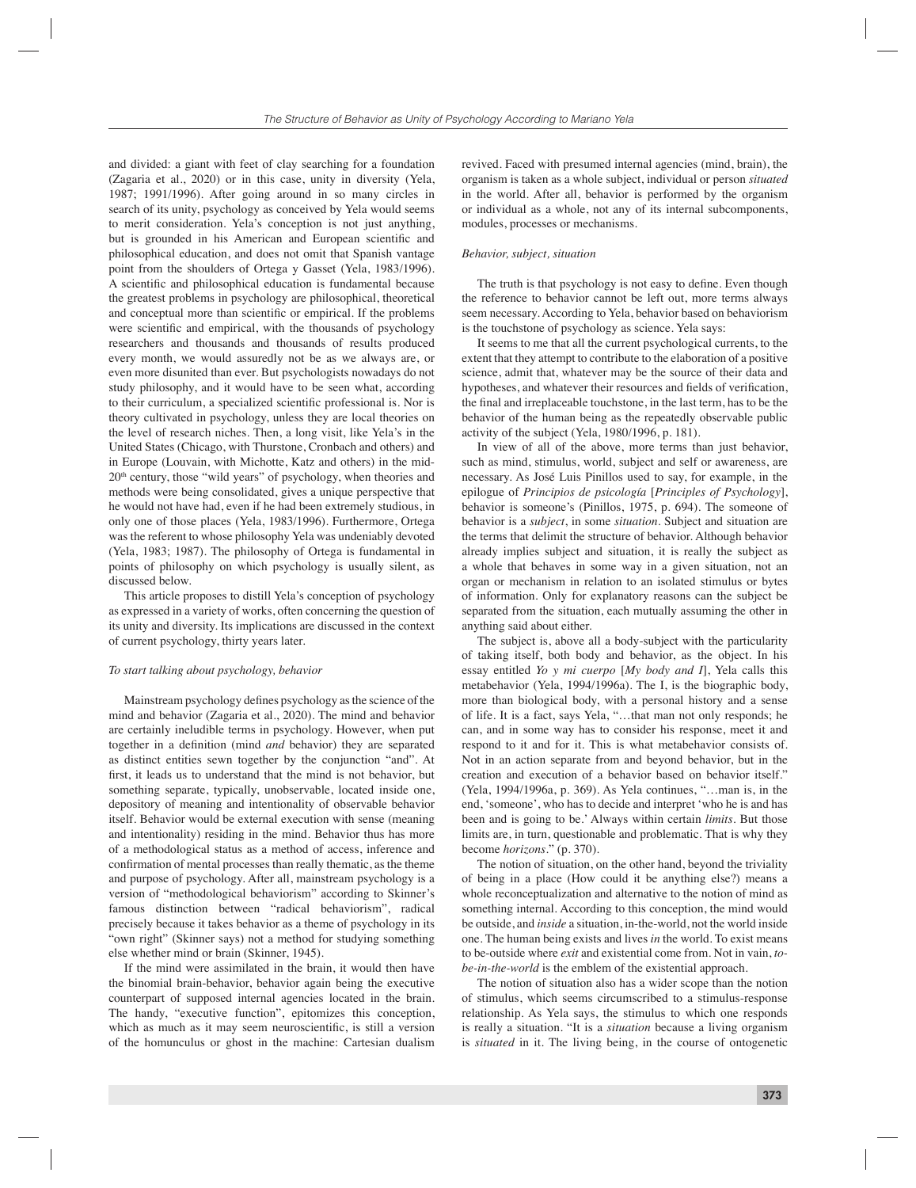and divided: a giant with feet of clay searching for a foundation (Zagaria et al., 2020) or in this case, unity in diversity (Yela, 1987; 1991/1996). After going around in so many circles in search of its unity, psychology as conceived by Yela would seems to merit consideration. Yela's conception is not just anything, but is grounded in his American and European scientific and philosophical education, and does not omit that Spanish vantage point from the shoulders of Ortega y Gasset (Yela, 1983/1996). A scientific and philosophical education is fundamental because the greatest problems in psychology are philosophical, theoretical and conceptual more than scientific or empirical. If the problems were scientific and empirical, with the thousands of psychology researchers and thousands and thousands of results produced every month, we would assuredly not be as we always are, or even more disunited than ever. But psychologists nowadays do not study philosophy, and it would have to be seen what, according to their curriculum, a specialized scientific professional is. Nor is theory cultivated in psychology, unless they are local theories on the level of research niches. Then, a long visit, like Yela's in the United States (Chicago, with Thurstone, Cronbach and others) and in Europe (Louvain, with Michotte, Katz and others) in the mid-20th century, those "wild years" of psychology, when theories and methods were being consolidated, gives a unique perspective that he would not have had, even if he had been extremely studious, in only one of those places (Yela, 1983/1996). Furthermore, Ortega was the referent to whose philosophy Yela was undeniably devoted (Yela, 1983; 1987). The philosophy of Ortega is fundamental in points of philosophy on which psychology is usually silent, as discussed below.

This article proposes to distill Yela's conception of psychology as expressed in a variety of works, often concerning the question of its unity and diversity. Its implications are discussed in the context of current psychology, thirty years later.

### *To start talking about psychology, behavior*

Mainstream psychology defines psychology as the science of the mind and behavior (Zagaria et al., 2020). The mind and behavior are certainly ineludible terms in psychology. However, when put together in a definition (mind *and* behavior) they are separated as distinct entities sewn together by the conjunction "and". At first, it leads us to understand that the mind is not behavior, but something separate, typically, unobservable, located inside one, depository of meaning and intentionality of observable behavior itself. Behavior would be external execution with sense (meaning and intentionality) residing in the mind. Behavior thus has more of a methodological status as a method of access, inference and confirmation of mental processes than really thematic, as the theme and purpose of psychology. After all, mainstream psychology is a version of "methodological behaviorism" according to Skinner's famous distinction between "radical behaviorism", radical precisely because it takes behavior as a theme of psychology in its "own right" (Skinner says) not a method for studying something else whether mind or brain (Skinner, 1945).

If the mind were assimilated in the brain, it would then have the binomial brain-behavior, behavior again being the executive counterpart of supposed internal agencies located in the brain. The handy, "executive function", epitomizes this conception, which as much as it may seem neuroscientific, is still a version of the homunculus or ghost in the machine: Cartesian dualism revived. Faced with presumed internal agencies (mind, brain), the organism is taken as a whole subject, individual or person *situated* in the world. After all, behavior is performed by the organism or individual as a whole, not any of its internal subcomponents, modules, processes or mechanisms.

### *Behavior, subject, situation*

The truth is that psychology is not easy to define. Even though the reference to behavior cannot be left out, more terms always seem necessary. According to Yela, behavior based on behaviorism is the touchstone of psychology as science. Yela says:

It seems to me that all the current psychological currents, to the extent that they attempt to contribute to the elaboration of a positive science, admit that, whatever may be the source of their data and hypotheses, and whatever their resources and fields of verification, the final and irreplaceable touchstone, in the last term, has to be the behavior of the human being as the repeatedly observable public activity of the subject (Yela, 1980/1996, p. 181).

In view of all of the above, more terms than just behavior, such as mind, stimulus, world, subject and self or awareness, are necessary. As José Luis Pinillos used to say, for example, in the epilogue of *Principios de psicología* [*Principles of Psychology*], behavior is someone's (Pinillos, 1975, p. 694). The someone of behavior is a *subject*, in some *situation*. Subject and situation are the terms that delimit the structure of behavior. Although behavior already implies subject and situation, it is really the subject as a whole that behaves in some way in a given situation, not an organ or mechanism in relation to an isolated stimulus or bytes of information. Only for explanatory reasons can the subject be separated from the situation, each mutually assuming the other in anything said about either.

The subject is, above all a body-subject with the particularity of taking itself, both body and behavior, as the object. In his essay entitled *Yo y mi cuerpo* [*My body and I*], Yela calls this metabehavior (Yela, 1994/1996a). The I, is the biographic body, more than biological body, with a personal history and a sense of life. It is a fact, says Yela, "…that man not only responds; he can, and in some way has to consider his response, meet it and respond to it and for it. This is what metabehavior consists of. Not in an action separate from and beyond behavior, but in the creation and execution of a behavior based on behavior itself." (Yela, 1994/1996a, p. 369). As Yela continues, "…man is, in the end, 'someone', who has to decide and interpret 'who he is and has been and is going to be.' Always within certain *limits*. But those limits are, in turn, questionable and problematic. That is why they become *horizons*." (p. 370).

The notion of situation, on the other hand, beyond the triviality of being in a place (How could it be anything else?) means a whole reconceptualization and alternative to the notion of mind as something internal. According to this conception, the mind would be outside, and *inside* a situation, in-the-world, not the world inside one. The human being exists and lives *in* the world. To exist means to be-outside where *exit* and existential come from. Not in vain, *to-be-in-the-world* is the emblem of the existential approach.

The notion of situation also has a wider scope than the notion of stimulus, which seems circumscribed to a stimulus-response relationship. As Yela says, the stimulus to which one responds is really a situation. "It is a *situation* because a living organism is *situated* in it. The living being, in the course of ontogenetic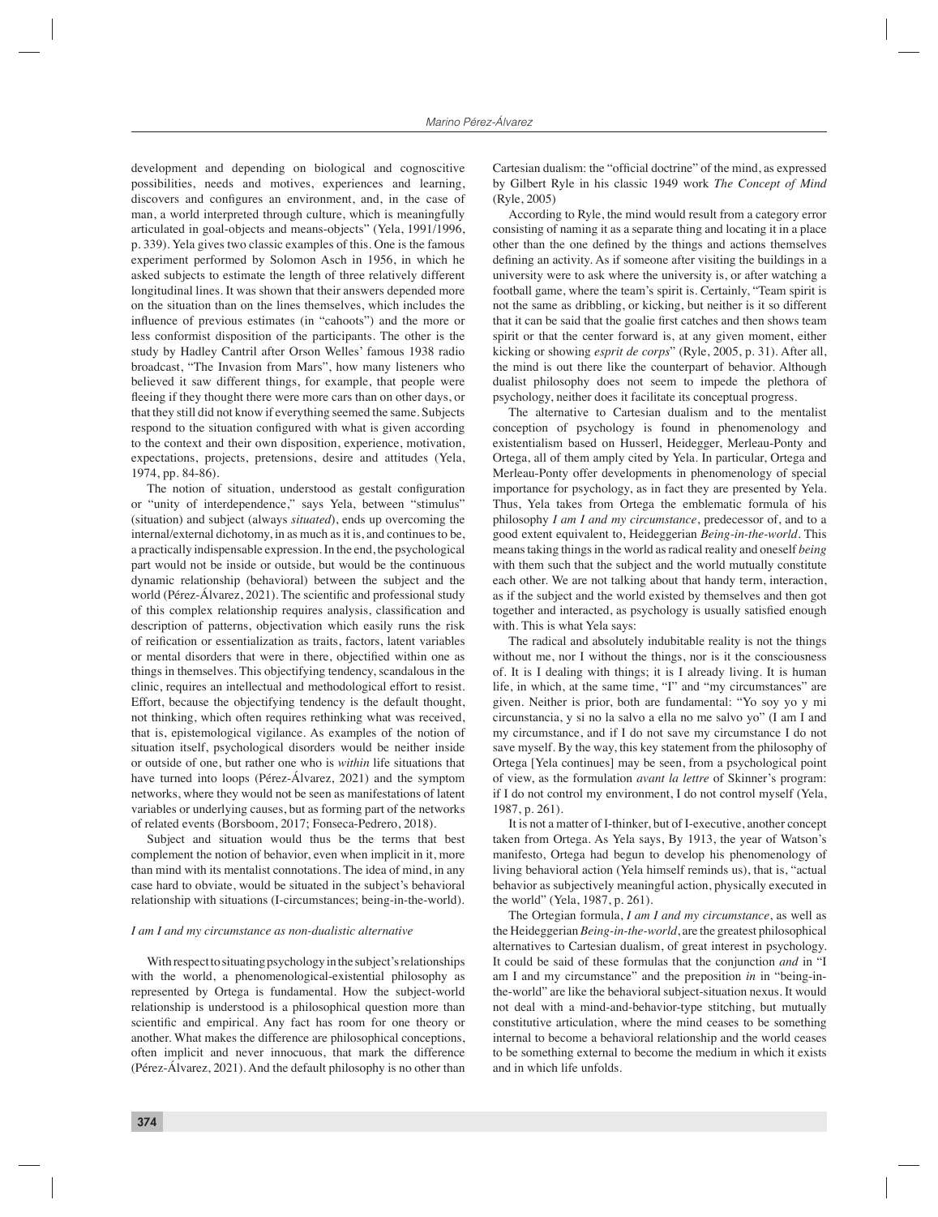development and depending on biological and cognoscitive possibilities, needs and motives, experiences and learning, discovers and configures an environment, and, in the case of man, a world interpreted through culture, which is meaningfully articulated in goal-objects and means-objects" (Yela, 1991/1996, p. 339). Yela gives two classic examples of this. One is the famous experiment performed by Solomon Asch in 1956, in which he asked subjects to estimate the length of three relatively different longitudinal lines. It was shown that their answers depended more on the situation than on the lines themselves, which includes the influence of previous estimates (in "cahoots") and the more or less conformist disposition of the participants. The other is the study by Hadley Cantril after Orson Welles' famous 1938 radio broadcast, "The Invasion from Mars", how many listeners who believed it saw different things, for example, that people were fleeing if they thought there were more cars than on other days, or that they still did not know if everything seemed the same. Subjects respond to the situation configured with what is given according to the context and their own disposition, experience, motivation, expectations, projects, pretensions, desire and attitudes (Yela, 1974, pp. 84-86).

The notion of situation, understood as gestalt configuration or "unity of interdependence," says Yela, between "stimulus" (situation) and subject (always *situated*), ends up overcoming the internal/external dichotomy, in as much as it is, and continues to be, a practically indispensable expression. In the end, the psychological part would not be inside or outside, but would be the continuous dynamic relationship (behavioral) between the subject and the world (Pérez-Álvarez, 2021). The scientific and professional study of this complex relationship requires analysis, classification and description of patterns, objectivation which easily runs the risk of reification or essentialization as traits, factors, latent variables or mental disorders that were in there, objectified within one as things in themselves. This objectifying tendency, scandalous in the clinic, requires an intellectual and methodological effort to resist. Effort, because the objectifying tendency is the default thought, not thinking, which often requires rethinking what was received, that is, epistemological vigilance. As examples of the notion of situation itself, psychological disorders would be neither inside or outside of one, but rather one who is *within* life situations that have turned into loops (Pérez-Álvarez, 2021) and the symptom networks, where they would not be seen as manifestations of latent variables or underlying causes, but as forming part of the networks of related events (Borsboom, 2017; Fonseca-Pedrero, 2018).

Subject and situation would thus be the terms that best complement the notion of behavior, even when implicit in it, more than mind with its mentalist connotations. The idea of mind, in any case hard to obviate, would be situated in the subject's behavioral relationship with situations (I-circumstances; being-in-the-world).

### *I am I and my circumstance as non-dualistic alternative*

With respect to situating psychology in the subject's relationships with the world, a phenomenological-existential philosophy as represented by Ortega is fundamental. How the subject-world relationship is understood is a philosophical question more than scientific and empirical. Any fact has room for one theory or another. What makes the difference are philosophical conceptions, often implicit and never innocuous, that mark the difference (Pérez-Álvarez, 2021). And the default philosophy is no other than Cartesian dualism: the "official doctrine" of the mind, as expressed by Gilbert Ryle in his classic 1949 work *The Concept of Mind* (Ryle, 2005)

According to Ryle, the mind would result from a category error consisting of naming it as a separate thing and locating it in a place other than the one defined by the things and actions themselves defining an activity. As if someone after visiting the buildings in a university were to ask where the university is, or after watching a football game, where the team's spirit is. Certainly, "Team spirit is not the same as dribbling, or kicking, but neither is it so different that it can be said that the goalie first catches and then shows team spirit or that the center forward is, at any given moment, either kicking or showing *esprit de corps*" (Ryle, 2005, p. 31). After all, the mind is out there like the counterpart of behavior. Although dualist philosophy does not seem to impede the plethora of psychology, neither does it facilitate its conceptual progress.

The alternative to Cartesian dualism and to the mentalist conception of psychology is found in phenomenology and existentialism based on Husserl, Heidegger, Merleau-Ponty and Ortega, all of them amply cited by Yela. In particular, Ortega and Merleau-Ponty offer developments in phenomenology of special importance for psychology, as in fact they are presented by Yela. Thus, Yela takes from Ortega the emblematic formula of his philosophy *I am I and my circumstance*, predecessor of, and to a good extent equivalent to, Heideggerian *Being-in-the-world*. This means taking things in the world as radical reality and oneself *being* with them such that the subject and the world mutually constitute each other. We are not talking about that handy term, interaction, as if the subject and the world existed by themselves and then got together and interacted, as psychology is usually satisfied enough with. This is what Yela says:

The radical and absolutely indubitable reality is not the things without me, nor I without the things, nor is it the consciousness of. It is I dealing with things; it is I already living. It is human life, in which, at the same time, "I" and "my circumstances" are given. Neither is prior, both are fundamental: "Yo soy yo y mi circunstancia, y si no la salvo a ella no me salvo yo" (I am I and my circumstance, and if I do not save my circumstance I do not save myself. By the way, this key statement from the philosophy of Ortega [Yela continues] may be seen, from a psychological point of view, as the formulation *avant la lettre* of Skinner's program: if I do not control my environment, I do not control myself (Yela, 1987, p. 261).

It is not a matter of I-thinker, but of I-executive, another concept taken from Ortega. As Yela says, By 1913, the year of Watson's manifesto, Ortega had begun to develop his phenomenology of living behavioral action (Yela himself reminds us), that is, "actual behavior as subjectively meaningful action, physically executed in the world" (Yela, 1987, p. 261).

The Ortegian formula, *I am I and my circumstance*, as well as the Heideggerian *Being-in-the-world*, are the greatest philosophical alternatives to Cartesian dualism, of great interest in psychology. It could be said of these formulas that the conjunction *and* in "I am I and my circumstance" and the preposition *in* in "being-in-the-world" are like the behavioral subject-situation nexus. It would not deal with a mind-and-behavior-type stitching, but mutually constitutive articulation, where the mind ceases to be something internal to become a behavioral relationship and the world ceases to be something external to become the medium in which it exists and in which life unfolds.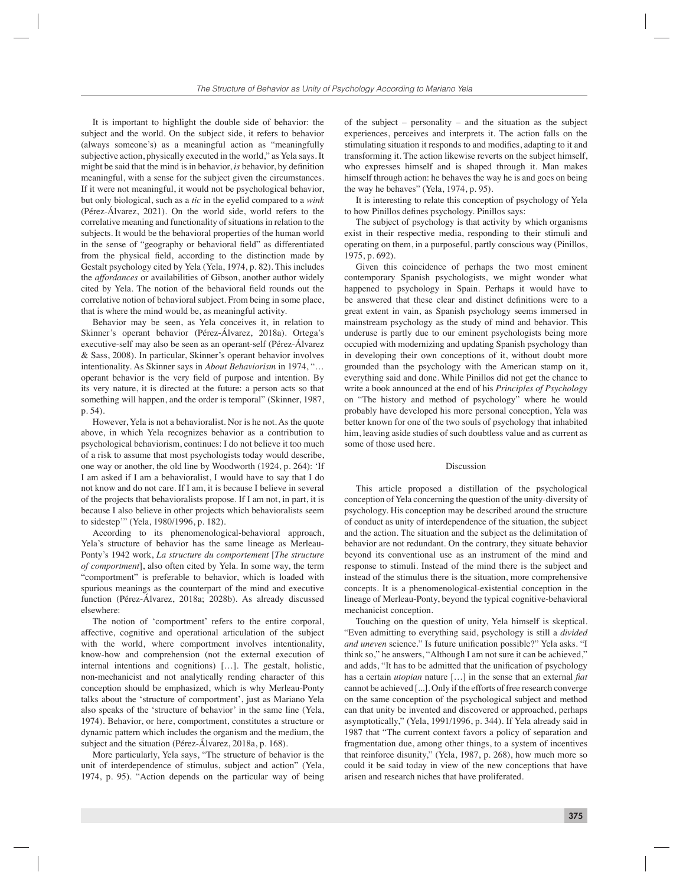It is important to highlight the double side of behavior: the subject and the world. On the subject side, it refers to behavior (always someone's) as a meaningful action as "meaningfully subjective action, physically executed in the world," as Yela says. It might be said that the mind is in behavior, *is* behavior, by definition meaningful, with a sense for the subject given the circumstances. If it were not meaningful, it would not be psychological behavior, but only biological, such as a *tic* in the eyelid compared to a *wink* (Pérez-Álvarez, 2021). On the world side, world refers to the correlative meaning and functionality of situations in relation to the subjects. It would be the behavioral properties of the human world in the sense of "geography or behavioral field" as differentiated from the physical field, according to the distinction made by Gestalt psychology cited by Yela (Yela, 1974, p. 82). This includes the *affordances* or availabilities of Gibson, another author widely cited by Yela. The notion of the behavioral field rounds out the correlative notion of behavioral subject. From being in some place, that is where the mind would be, as meaningful activity.

Behavior may be seen, as Yela conceives it, in relation to Skinner's operant behavior (Pérez-Álvarez, 2018a). Ortega's executive-self may also be seen as an operant-self (Pérez-Álvarez & Sass, 2008). In particular, Skinner's operant behavior involves intentionality. As Skinner says in *About Behaviorism* in 1974, "… operant behavior is the very field of purpose and intention. By its very nature, it is directed at the future: a person acts so that something will happen, and the order is temporal" (Skinner, 1987, p. 54).

However, Yela is not a behavioralist. Nor is he not. As the quote above, in which Yela recognizes behavior as a contribution to psychological behaviorism, continues: I do not believe it too much of a risk to assume that most psychologists today would describe, one way or another, the old line by Woodworth (1924, p. 264): 'If I am asked if I am a behavioralist, I would have to say that I do not know and do not care. If I am, it is because I believe in several of the projects that behavioralists propose. If I am not, in part, it is because I also believe in other projects which behavioralists seem to sidestep'" (Yela, 1980/1996, p. 182).

According to its phenomenological-behavioral approach, Yela's structure of behavior has the same lineage as Merleau-Ponty's 1942 work, *La structure du comportement* [*The structure of comportment*], also often cited by Yela. In some way, the term "comportment" is preferable to behavior, which is loaded with spurious meanings as the counterpart of the mind and executive function (Pérez-Álvarez, 2018a; 2028b). As already discussed elsewhere:

The notion of 'comportment' refers to the entire corporal, affective, cognitive and operational articulation of the subject with the world, where comportment involves intentionality, know-how and comprehension (not the external execution of internal intentions and cognitions) […]. The gestalt, holistic, non-mechanicist and not analytically rending character of this conception should be emphasized, which is why Merleau-Ponty talks about the 'structure of comportment', just as Mariano Yela also speaks of the 'structure of behavior' in the same line (Yela, 1974). Behavior, or here, comportment, constitutes a structure or dynamic pattern which includes the organism and the medium, the subject and the situation (Pérez-Álvarez, 2018a, p. 168).

More particularly, Yela says, "The structure of behavior is the unit of interdependence of stimulus, subject and action" (Yela, 1974, p. 95). "Action depends on the particular way of being of the subject – personality – and the situation as the subject experiences, perceives and interprets it. The action falls on the stimulating situation it responds to and modifies, adapting to it and transforming it. The action likewise reverts on the subject himself, who expresses himself and is shaped through it. Man makes himself through action: he behaves the way he is and goes on being the way he behaves" (Yela, 1974, p. 95).

It is interesting to relate this conception of psychology of Yela to how Pinillos defines psychology. Pinillos says:

The subject of psychology is that activity by which organisms exist in their respective media, responding to their stimuli and operating on them, in a purposeful, partly conscious way (Pinillos, 1975, p. 692).

Given this coincidence of perhaps the two most eminent contemporary Spanish psychologists, we might wonder what happened to psychology in Spain. Perhaps it would have to be answered that these clear and distinct definitions were to a great extent in vain, as Spanish psychology seems immersed in mainstream psychology as the study of mind and behavior. This underuse is partly due to our eminent psychologists being more occupied with modernizing and updating Spanish psychology than in developing their own conceptions of it, without doubt more grounded than the psychology with the American stamp on it, everything said and done. While Pinillos did not get the chance to write a book announced at the end of his *Principles of Psychology* on "The history and method of psychology" where he would probably have developed his more personal conception, Yela was better known for one of the two souls of psychology that inhabited him, leaving aside studies of such doubtless value and as current as some of those used here.

## Discussion

This article proposed a distillation of the psychological conception of Yela concerning the question of the unity-diversity of psychology. His conception may be described around the structure of conduct as unity of interdependence of the situation, the subject and the action. The situation and the subject as the delimitation of behavior are not redundant. On the contrary, they situate behavior beyond its conventional use as an instrument of the mind and response to stimuli. Instead of the mind there is the subject and instead of the stimulus there is the situation, more comprehensive concepts. It is a phenomenological-existential conception in the lineage of Merleau-Ponty, beyond the typical cognitive-behavioral mechanicist conception.

Touching on the question of unity, Yela himself is skeptical. "Even admitting to everything said, psychology is still a *divided and uneven* science." Is future unification possible?" Yela asks. "I think so," he answers, "Although I am not sure it can be achieved," and adds, "It has to be admitted that the unification of psychology has a certain *utopian* nature […] in the sense that an external *fiat* cannot be achieved [...]. Only if the efforts of free research converge on the same conception of the psychological subject and method can that unity be invented and discovered or approached, perhaps asymptotically," (Yela, 1991/1996, p. 344). If Yela already said in 1987 that "The current context favors a policy of separation and fragmentation due, among other things, to a system of incentives that reinforce disunity," (Yela, 1987, p. 268), how much more so could it be said today in view of the new conceptions that have arisen and research niches that have proliferated.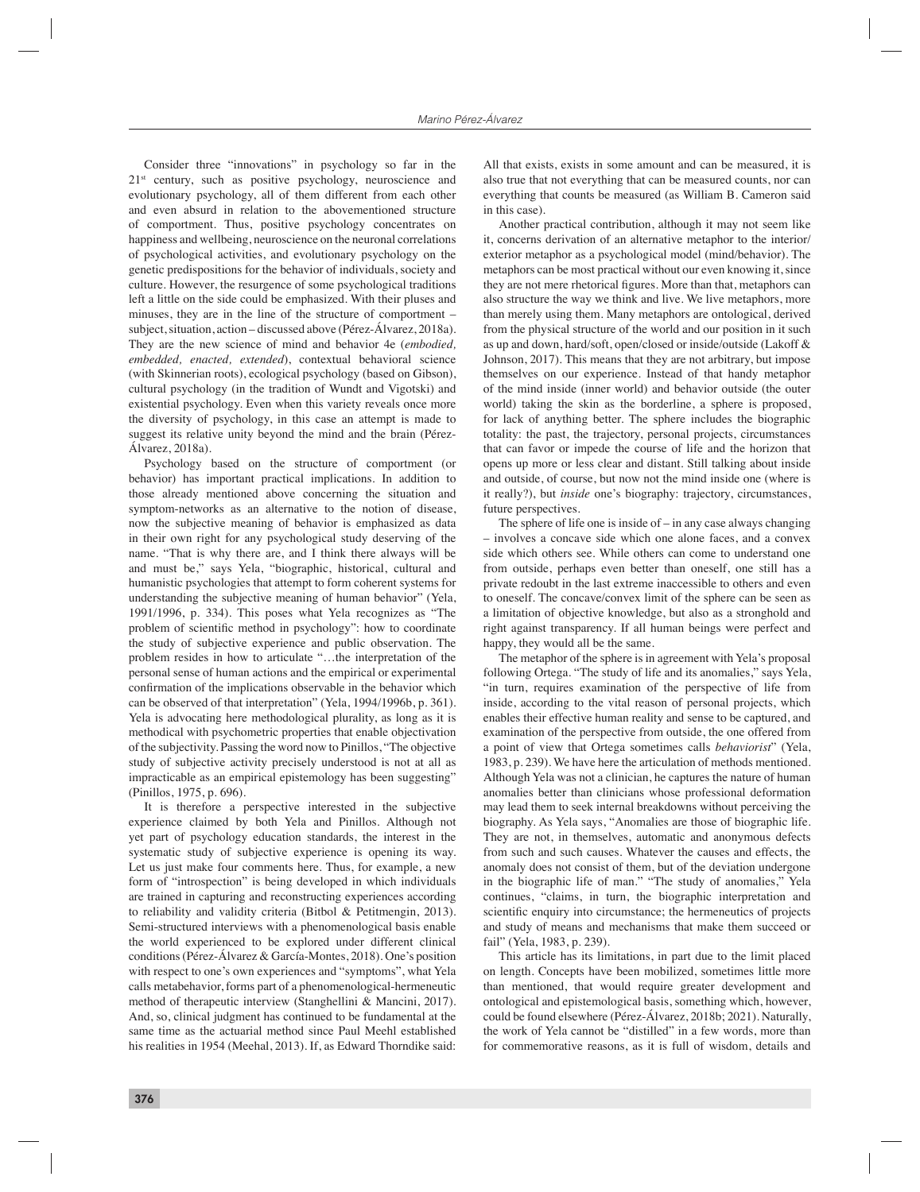Consider three "innovations" in psychology so far in the 21st century, such as positive psychology, neuroscience and evolutionary psychology, all of them different from each other and even absurd in relation to the abovementioned structure of comportment. Thus, positive psychology concentrates on happiness and wellbeing, neuroscience on the neuronal correlations of psychological activities, and evolutionary psychology on the genetic predispositions for the behavior of individuals, society and culture. However, the resurgence of some psychological traditions left a little on the side could be emphasized. With their pluses and minuses, they are in the line of the structure of comportment – subject, situation, action – discussed above (Pérez-Álvarez, 2018a). They are the new science of mind and behavior 4e (*embodied, embedded, enacted, extended*), contextual behavioral science (with Skinnerian roots), ecological psychology (based on Gibson), cultural psychology (in the tradition of Wundt and Vigotski) and existential psychology. Even when this variety reveals once more the diversity of psychology, in this case an attempt is made to suggest its relative unity beyond the mind and the brain (Pérez-Álvarez, 2018a).

Psychology based on the structure of comportment (or behavior) has important practical implications. In addition to those already mentioned above concerning the situation and symptom-networks as an alternative to the notion of disease, now the subjective meaning of behavior is emphasized as data in their own right for any psychological study deserving of the name. "That is why there are, and I think there always will be and must be," says Yela, "biographic, historical, cultural and humanistic psychologies that attempt to form coherent systems for understanding the subjective meaning of human behavior" (Yela, 1991/1996, p. 334). This poses what Yela recognizes as "The problem of scientific method in psychology": how to coordinate the study of subjective experience and public observation. The problem resides in how to articulate "…the interpretation of the personal sense of human actions and the empirical or experimental confirmation of the implications observable in the behavior which can be observed of that interpretation" (Yela, 1994/1996b, p. 361). Yela is advocating here methodological plurality, as long as it is methodical with psychometric properties that enable objectivation of the subjectivity. Passing the word now to Pinillos, "The objective study of subjective activity precisely understood is not at all as impracticable as an empirical epistemology has been suggesting" (Pinillos, 1975, p. 696).

It is therefore a perspective interested in the subjective experience claimed by both Yela and Pinillos. Although not yet part of psychology education standards, the interest in the systematic study of subjective experience is opening its way. Let us just make four comments here. Thus, for example, a new form of "introspection" is being developed in which individuals are trained in capturing and reconstructing experiences according to reliability and validity criteria (Bitbol & Petitmengin, 2013). Semi-structured interviews with a phenomenological basis enable the world experienced to be explored under different clinical conditions (Pérez-Álvarez & García-Montes, 2018). One's position with respect to one's own experiences and "symptoms", what Yela calls metabehavior, forms part of a phenomenological-hermeneutic method of therapeutic interview (Stanghellini & Mancini, 2017). And, so, clinical judgment has continued to be fundamental at the same time as the actuarial method since Paul Meehl established his realities in 1954 (Meehal, 2013). If, as Edward Thorndike said: All that exists, exists in some amount and can be measured, it is also true that not everything that can be measured counts, nor can everything that counts be measured (as William B. Cameron said in this case).

Another practical contribution, although it may not seem like it, concerns derivation of an alternative metaphor to the interior/exterior metaphor as a psychological model (mind/behavior). The metaphors can be most practical without our even knowing it, since they are not mere rhetorical figures. More than that, metaphors can also structure the way we think and live. We live metaphors, more than merely using them. Many metaphors are ontological, derived from the physical structure of the world and our position in it such as up and down, hard/soft, open/closed or inside/outside (Lakoff & Johnson, 2017). This means that they are not arbitrary, but impose themselves on our experience. Instead of that handy metaphor of the mind inside (inner world) and behavior outside (the outer world) taking the skin as the borderline, a sphere is proposed, for lack of anything better. The sphere includes the biographic totality: the past, the trajectory, personal projects, circumstances that can favor or impede the course of life and the horizon that opens up more or less clear and distant. Still talking about inside and outside, of course, but now not the mind inside one (where is it really?), but *inside* one's biography: trajectory, circumstances, future perspectives.

The sphere of life one is inside of – in any case always changing – involves a concave side which one alone faces, and a convex side which others see. While others can come to understand one from outside, perhaps even better than oneself, one still has a private redoubt in the last extreme inaccessible to others and even to oneself. The concave/convex limit of the sphere can be seen as a limitation of objective knowledge, but also as a stronghold and right against transparency. If all human beings were perfect and happy, they would all be the same.

The metaphor of the sphere is in agreement with Yela's proposal following Ortega. "The study of life and its anomalies," says Yela, "in turn, requires examination of the perspective of life from inside, according to the vital reason of personal projects, which enables their effective human reality and sense to be captured, and examination of the perspective from outside, the one offered from a point of view that Ortega sometimes calls *behaviorist*" (Yela, 1983, p. 239). We have here the articulation of methods mentioned. Although Yela was not a clinician, he captures the nature of human anomalies better than clinicians whose professional deformation may lead them to seek internal breakdowns without perceiving the biography. As Yela says, "Anomalies are those of biographic life. They are not, in themselves, automatic and anonymous defects from such and such causes. Whatever the causes and effects, the anomaly does not consist of them, but of the deviation undergone in the biographic life of man." "The study of anomalies," Yela continues, "claims, in turn, the biographic interpretation and scientific enquiry into circumstance; the hermeneutics of projects and study of means and mechanisms that make them succeed or fail" (Yela, 1983, p. 239).

This article has its limitations, in part due to the limit placed on length. Concepts have been mobilized, sometimes little more than mentioned, that would require greater development and ontological and epistemological basis, something which, however, could be found elsewhere (Pérez-Álvarez, 2018b; 2021). Naturally, the work of Yela cannot be "distilled" in a few words, more than for commemorative reasons, as it is full of wisdom, details and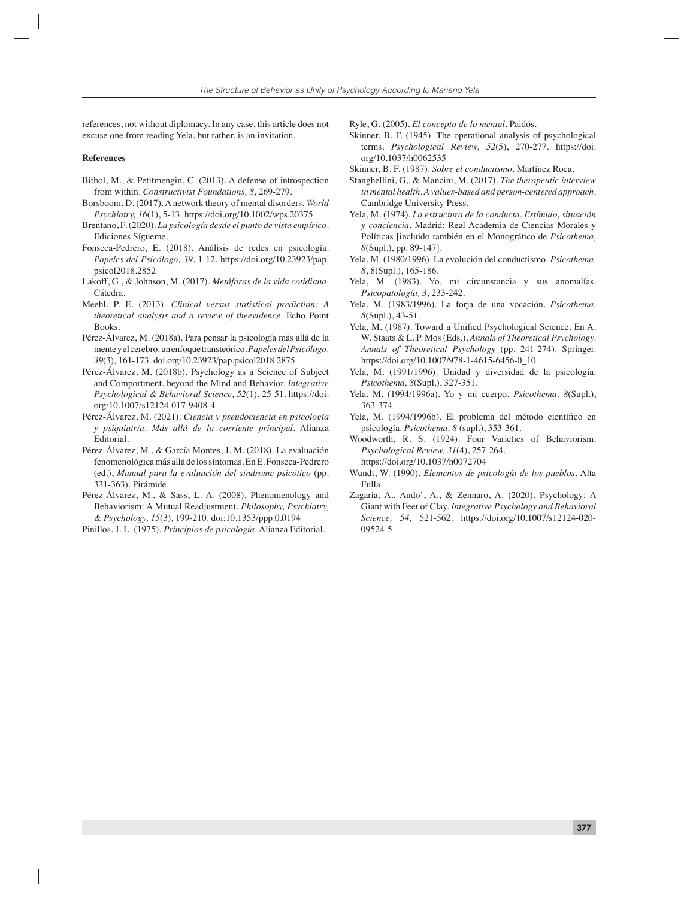references, not without diplomacy. In any case, this article does not excuse one from reading Yela, but rather, is an invitation.

**References**

Bitbol, M., & Petitmengin, C. (2013). A defense of introspection from within. *Constructivist Foundations, 8*, 269-279.

Borsboom, D. (2017). A network theory of mental disorders. *World Psychiatry, 16*(1), 5-13. https://doi.org/10.1002/wps.20375

Brentano, F. (2020). *La psicología desde el punto de vista empírico*. Ediciones Sígueme.

Fonseca-Pedrero, E. (2018). Análisis de redes en psicología. *Papeles del Psicólogo, 39*, 1-12. https://doi.org/10.23923/pap.psicol2018.2852

Lakoff, G., & Johnson, M. (2017). *Metáforas de la vida cotidiana*. Cátedra.

Meehl, P. E. (2013). *Clinical versus statistical prediction: A theoretical analysis and a review of theevidence*. Echo Point Books.

Pérez-Álvarez, M. (2018a). Para pensar la psicología más allá de la mente y el cerebro: un enfoque transteórico. *Papeles del Psicólogo, 39*(3), 161-173. doi.org/10.23923/pap.psicol2018.2875

Pérez-Álvarez, M. (2018b). Psychology as a Science of Subject and Comportment, beyond the Mind and Behavior. *Integrative Psychological & Behavioral Science, 52*(1), 25-51. https://doi.org/10.1007/s12124-017-9408-4

Pérez-Álvarez, M. (2021). *Ciencia y pseudociencia en psicología y psiquiatría. Más allá de la corriente principal*. Alianza Editorial.

Pérez-Álvarez, M., & García Montes, J. M. (2018). La evaluación fenomenológica más allá de los síntomas. En E. Fonseca-Pedrero (ed.), *Manual para la evaluación del síndrome psicótico* (pp. 331-363). Pirámide.

Pérez-Álvarez, M., & Sass, L. A. (2008). Phenomenology and Behaviorism: A Mutual Readjustment. *Philosophy, Psychiatry, & Psychology, 15*(3), 199-210. doi:10.1353/ppp.0.0194

Pinillos, J. L. (1975). *Principios de psicología*. Alianza Editorial.

Ryle, G. (2005). *El concepto de lo mental*. Paidós.

Skinner, B. F. (1945). The operational analysis of psychological terms. *Psychological Review, 52*(5), 270-277. https://doi.org/10.1037/h0062535

Skinner, B. F. (1987). *Sobre el conductismo*. Martínez Roca.

Stanghellini, G,. & Mancini, M. (2017). *The therapeutic interview in mental health. A values-based and person-centered approach*. Cambridge University Press.

Yela, M. (1974). *La estructura de la conducta. Estímulo, situación y conciencia*. Madrid: Real Academia de Ciencias Morales y Políticas [incluido también en el Monográfico de *Psicothema, 8*(Supl.), pp. 89-147].

Yela, M. (1980/1996). La evolución del conductismo. *Psicothema, 8*, 8(Supl.), 165-186.

Yela, M. (1983). Yo, mi circunstancia y sus anomalías. *Psicopatología, 3*, 233-242.

Yela, M. (1983/1996). La forja de una vocación. *Psicothema, 8*(Supl.), 43-51.

Yela, M. (1987). Toward a Unified Psychological Science. En A. W. Staats & L. P. Mos (Eds.), *Annals of Theoretical Psychology. Annals of Theoretical Psychology* (pp. 241-274). Springer. https://doi.org/10.1007/978-1-4615-6456-0_10

Yela, M. (1991/1996). Unidad y diversidad de la psicología. *Psicothema, 8*(Supl.), 327-351.

Yela, M. (1994/1996a). Yo y mi cuerpo. *Psicothema, 8*(Supl.), 363-374.

Yela, M. (1994/1996b). El problema del método científico en psicología. *Psicothema, 8* (supl.), 353-361.

Woodworth, R. S. (1924). Four Varieties of Behaviorism. *Psychological Review, 31*(4), 257-264. https://doi.org/10.1037/h0072704

Wundt, W. (1990). *Elementos de psicología de los pueblos*. Alta Fulla.

Zagaria, A., Ando', A., & Zennaro, A. (2020). Psychology: A Giant with Feet of Clay. *Integrative Psychology and Behavioral Science, 54*, 521-562. https://doi.org/10.1007/s12124-020-09524-5